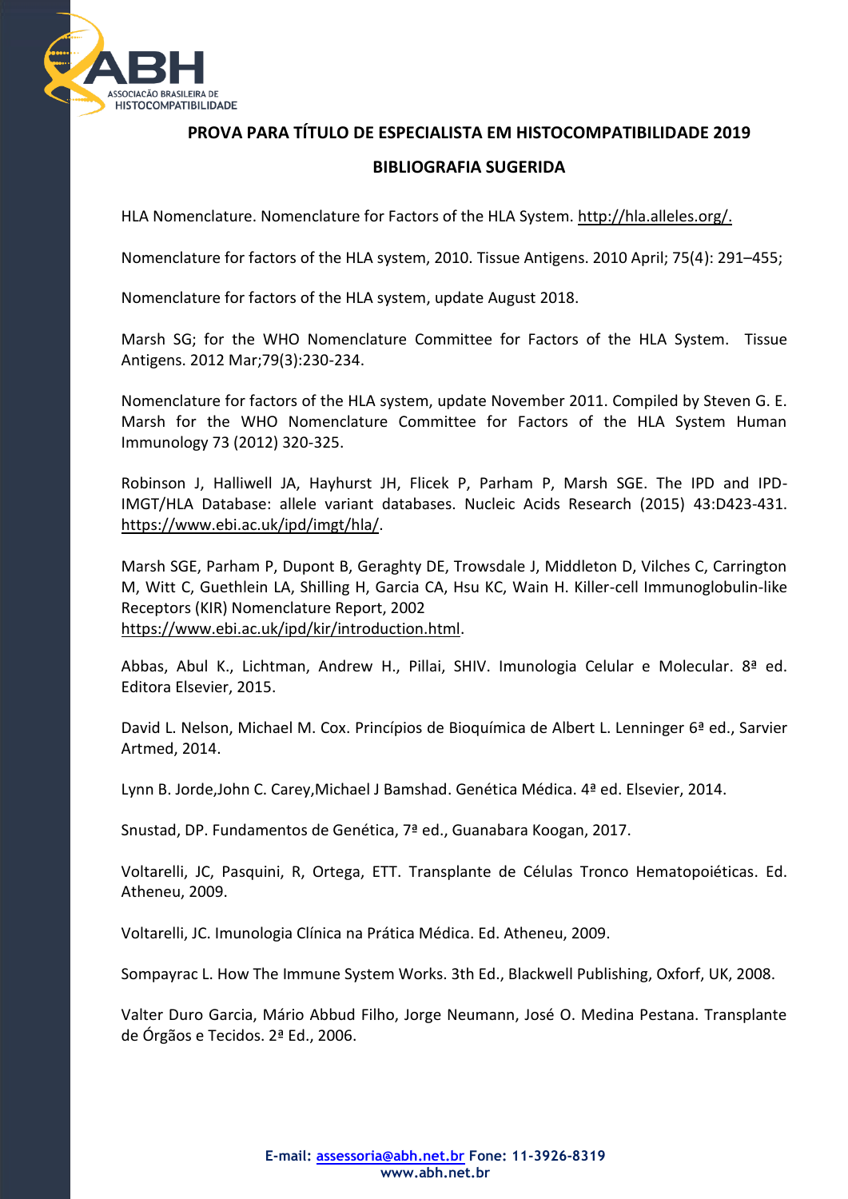# PROVA PARA TÍTULO DE ESPECIALISTA EM HISTOCOMPATIBILIDADE 2019

## BIBLIOGRAFIA SUGERIDA

HLA Nomenclature. Nomenclature for Factors of the HLA System. http://hla.alleles.org/.

Nomenclature for factors of the HLA system, 2010. Tissue Antigens. 2010 April; 75(4): 291–455;

Nomenclature for factors of the HLA system, update August 2018.

Marsh SG; for the WHO Nomenclature Committee for Factors of the HLA System. Tissue Antigens. 2012 Mar;79(3):230-234.

Nomenclature for factors of the HLA system, update November 2011. Compiled by Steven G. E. Marsh for the WHO Nomenclature Committee for Factors of the HLA System Human Immunology 73 (2012) 320-325.

Robinson J, Halliwell JA, Hayhurst JH, Flicek P, Parham P, Marsh SGE. The IPD and IPD-IMGT/HLA Database: allele variant databases. Nucleic Acids Research (2015) 43:D423-431. https://www.ebi.ac.uk/ipd/imgt/hla/.

Marsh SGE, Parham P, Dupont B, Geraghty DE, Trowsdale J, Middleton D, Vilches C, Carrington M, Witt C, Guethlein LA, Shilling H, Garcia CA, Hsu KC, Wain H. Killer-cell Immunoglobulin-like Receptors (KIR) Nomenclature Report, 2002 https://www.ebi.ac.uk/ipd/kir/introduction.html.

Abbas, Abul K., Lichtman, Andrew H., Pillai, SHIV. Imunologia Celular e Molecular. 8ª ed. Editora Elsevier, 2015.

David L. Nelson, Michael M. Cox. Princípios de Bioquímica de Albert L. Lenninger 6ª ed., Sarvier Artmed, 2014.

Lynn B. Jorde,John C. Carey,Michael J Bamshad. Genética Médica. 4ª ed. Elsevier, 2014.

Snustad, DP. Fundamentos de Genética, 7ª ed., Guanabara Koogan, 2017.

Voltarelli, JC, Pasquini, R, Ortega, ETT. Transplante de Células Tronco Hematopoiéticas. Ed. Atheneu, 2009.

Voltarelli, JC. Imunologia Clínica na Prática Médica. Ed. Atheneu, 2009.

Sompayrac L. How The Immune System Works. 3th Ed., Blackwell Publishing, Oxforf, UK, 2008.

Valter Duro Garcia, Mário Abbud Filho, Jorge Neumann, José O. Medina Pestana. Transplante de Órgãos e Tecidos. 2ª Ed., 2006.

**E-mail: assessoria@abh.net.br Fone: 11-3926-8319**
**www.abh.net.br**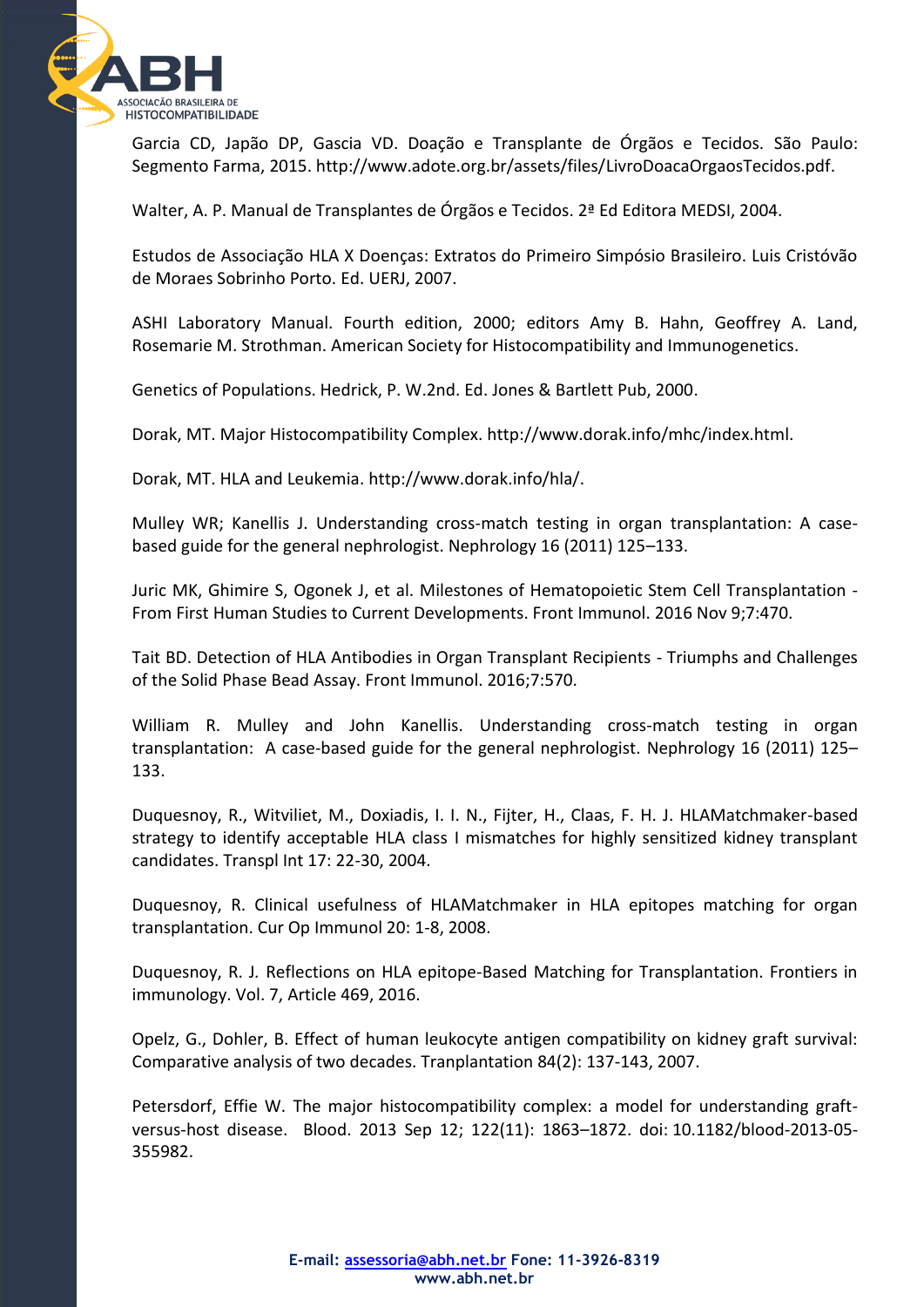Garcia CD, Japão DP, Gascia VD. Doação e Transplante de Órgãos e Tecidos. São Paulo: Segmento Farma, 2015. http://www.adote.org.br/assets/files/LivroDoacaOrgaosTecidos.pdf.

Walter, A. P. Manual de Transplantes de Órgãos e Tecidos. 2ª Ed Editora MEDSI, 2004.

Estudos de Associação HLA X Doenças: Extratos do Primeiro Simpósio Brasileiro. Luis Cristóvão de Moraes Sobrinho Porto. Ed. UERJ, 2007.

ASHI Laboratory Manual. Fourth edition, 2000; editors Amy B. Hahn, Geoffrey A. Land, Rosemarie M. Strothman. American Society for Histocompatibility and Immunogenetics.

Genetics of Populations. Hedrick, P. W.2nd. Ed. Jones & Bartlett Pub, 2000.

Dorak, MT. Major Histocompatibility Complex. http://www.dorak.info/mhc/index.html.

Dorak, MT. HLA and Leukemia. http://www.dorak.info/hla/.

Mulley WR; Kanellis J. Understanding cross-match testing in organ transplantation: A case-based guide for the general nephrologist. Nephrology 16 (2011) 125–133.

Juric MK, Ghimire S, Ogonek J, et al. Milestones of Hematopoietic Stem Cell Transplantation - From First Human Studies to Current Developments. Front Immunol. 2016 Nov 9;7:470.

Tait BD. Detection of HLA Antibodies in Organ Transplant Recipients - Triumphs and Challenges of the Solid Phase Bead Assay. Front Immunol. 2016;7:570.

William R. Mulley and John Kanellis. Understanding cross-match testing in organ transplantation: A case-based guide for the general nephrologist. Nephrology 16 (2011) 125–133.

Duquesnoy, R., Witviliet, M., Doxiadis, I. I. N., Fijter, H., Claas, F. H. J. HLAMatchmaker-based strategy to identify acceptable HLA class I mismatches for highly sensitized kidney transplant candidates. Transpl Int 17: 22-30, 2004.

Duquesnoy, R. Clinical usefulness of HLAMatchmaker in HLA epitopes matching for organ transplantation. Cur Op Immunol 20: 1-8, 2008.

Duquesnoy, R. J. Reflections on HLA epitope-Based Matching for Transplantation. Frontiers in immunology. Vol. 7, Article 469, 2016.

Opelz, G., Dohler, B. Effect of human leukocyte antigen compatibility on kidney graft survival: Comparative analysis of two decades. Tranplantation 84(2): 137-143, 2007.

Petersdorf, Effie W. The major histocompatibility complex: a model for understanding graft-versus-host disease. Blood. 2013 Sep 12; 122(11): 1863–1872. doi: 10.1182/blood-2013-05-355982.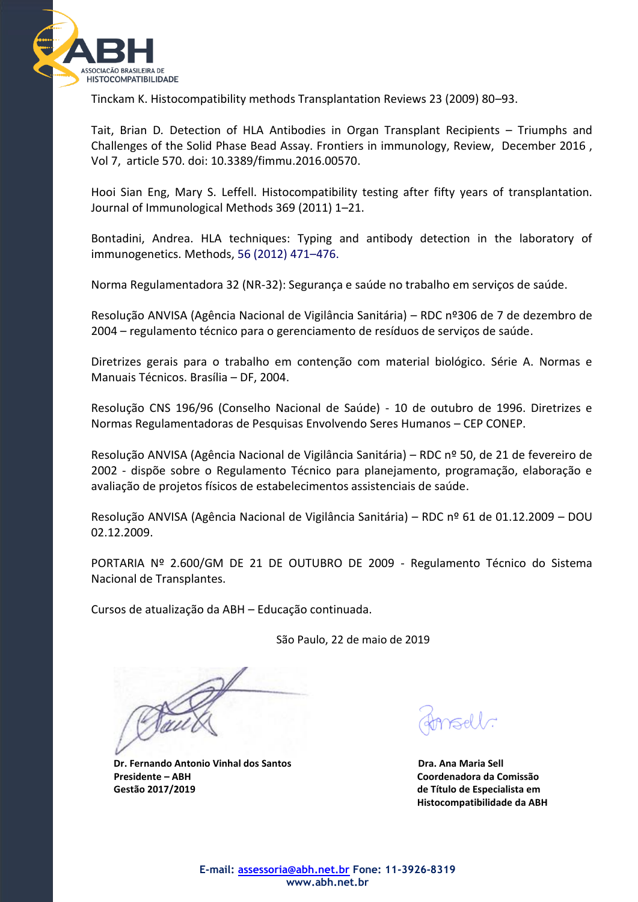Tinckam K. Histocompatibility methods Transplantation Reviews 23 (2009) 80–93.

Tait, Brian D. Detection of HLA Antibodies in Organ Transplant Recipients – Triumphs and Challenges of the Solid Phase Bead Assay. Frontiers in immunology, Review, December 2016 , Vol 7, article 570. doi: 10.3389/fimmu.2016.00570.

Hooi Sian Eng, Mary S. Leffell. Histocompatibility testing after fifty years of transplantation. Journal of Immunological Methods 369 (2011) 1–21.

Bontadini, Andrea. HLA techniques: Typing and antibody detection in the laboratory of immunogenetics. Methods, 56 (2012) 471–476.

Norma Regulamentadora 32 (NR-32): Segurança e saúde no trabalho em serviços de saúde.

Resolução ANVISA (Agência Nacional de Vigilância Sanitária) – RDC nº306 de 7 de dezembro de 2004 – regulamento técnico para o gerenciamento de resíduos de serviços de saúde.

Diretrizes gerais para o trabalho em contenção com material biológico. Série A. Normas e Manuais Técnicos. Brasília – DF, 2004.

Resolução CNS 196/96 (Conselho Nacional de Saúde) - 10 de outubro de 1996. Diretrizes e Normas Regulamentadoras de Pesquisas Envolvendo Seres Humanos – CEP CONEP.

Resolução ANVISA (Agência Nacional de Vigilância Sanitária) – RDC nº 50, de 21 de fevereiro de 2002 - dispõe sobre o Regulamento Técnico para planejamento, programação, elaboração e avaliação de projetos físicos de estabelecimentos assistenciais de saúde.

Resolução ANVISA (Agência Nacional de Vigilância Sanitária) – RDC nº 61 de 01.12.2009 – DOU 02.12.2009.

PORTARIA Nº 2.600/GM DE 21 DE OUTUBRO DE 2009 - Regulamento Técnico do Sistema Nacional de Transplantes.

Cursos de atualização da ABH – Educação continuada.

São Paulo, 22 de maio de 2019

**Dr. Fernando Antonio Vinhal dos Santos**
**Presidente – ABH**
**Gestão 2017/2019**

**Dra. Ana Maria Sell**
**Coordenadora da Comissão de Título de Especialista em Histocompatibilidade da ABH**

**E-mail: assessoria@abh.net.br Fone: 11-3926-8319**
**www.abh.net.br**